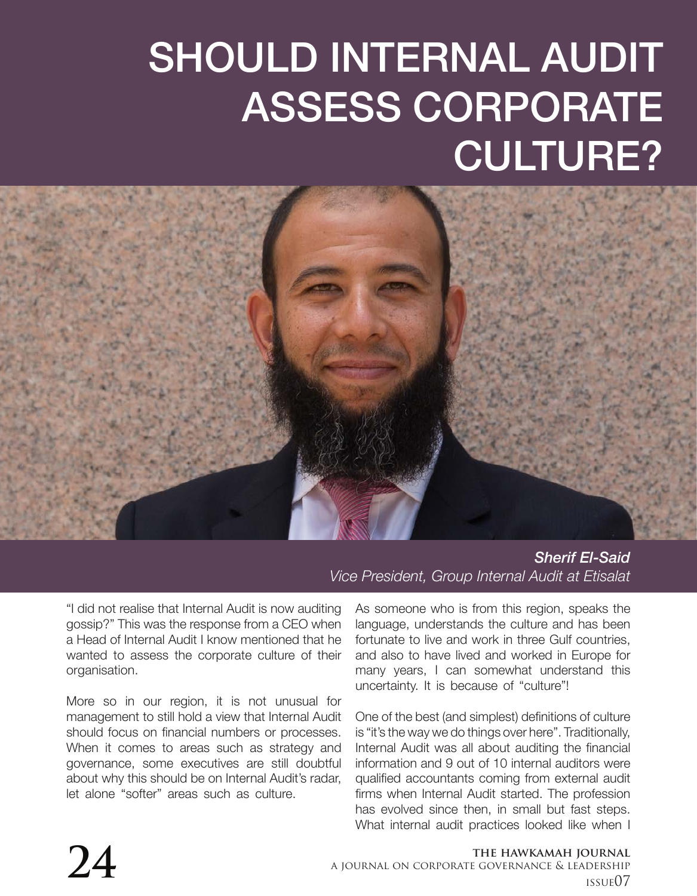# SHOULD INTERNAL AUDIT ASSESS CORPORATE CULTURE?

***Sherif El-Said***
*Vice President, Group Internal Audit at Etisalat*

"I did not realise that Internal Audit is now auditing gossip?" This was the response from a CEO when a Head of Internal Audit I know mentioned that he wanted to assess the corporate culture of their organisation.

More so in our region, it is not unusual for management to still hold a view that Internal Audit should focus on financial numbers or processes. When it comes to areas such as strategy and governance, some executives are still doubtful about why this should be on Internal Audit's radar, let alone "softer" areas such as culture.

As someone who is from this region, speaks the language, understands the culture and has been fortunate to live and work in three Gulf countries, and also to have lived and worked in Europe for many years, I can somewhat understand this uncertainty. It is because of "culture"!

One of the best (and simplest) definitions of culture is "it's the way we do things over here". Traditionally, Internal Audit was all about auditing the financial information and 9 out of 10 internal auditors were qualified accountants coming from external audit firms when Internal Audit started. The profession has evolved since then, in small but fast steps. What internal audit practices looked like when I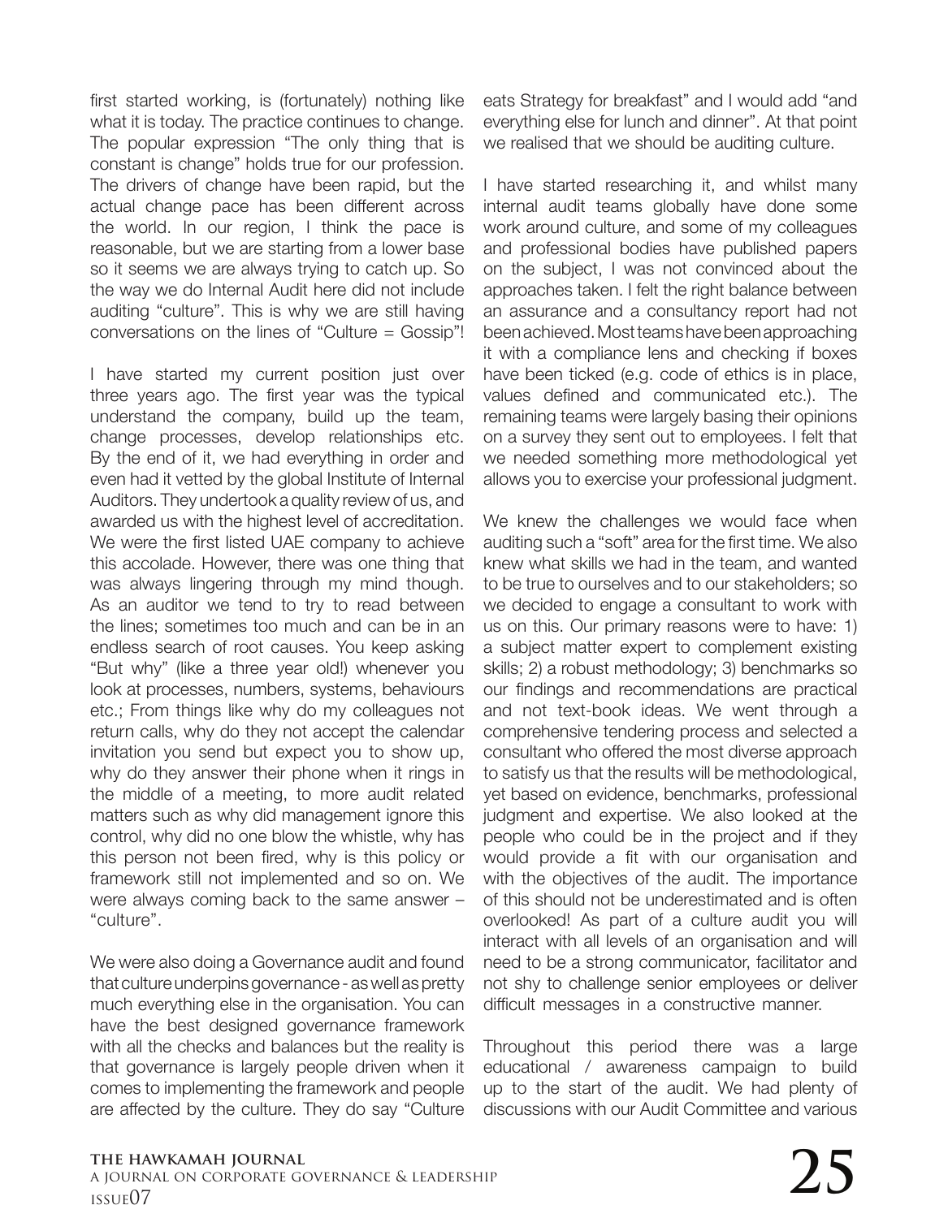first started working, is (fortunately) nothing like what it is today. The practice continues to change. The popular expression "The only thing that is constant is change" holds true for our profession. The drivers of change have been rapid, but the actual change pace has been different across the world. In our region, I think the pace is reasonable, but we are starting from a lower base so it seems we are always trying to catch up. So the way we do Internal Audit here did not include auditing "culture". This is why we are still having conversations on the lines of "Culture = Gossip"!

I have started my current position just over three years ago. The first year was the typical understand the company, build up the team, change processes, develop relationships etc. By the end of it, we had everything in order and even had it vetted by the global Institute of Internal Auditors. They undertook a quality review of us, and awarded us with the highest level of accreditation. We were the first listed UAE company to achieve this accolade. However, there was one thing that was always lingering through my mind though. As an auditor we tend to try to read between the lines; sometimes too much and can be in an endless search of root causes. You keep asking "But why" (like a three year old!) whenever you look at processes, numbers, systems, behaviours etc.; From things like why do my colleagues not return calls, why do they not accept the calendar invitation you send but expect you to show up, why do they answer their phone when it rings in the middle of a meeting, to more audit related matters such as why did management ignore this control, why did no one blow the whistle, why has this person not been fired, why is this policy or framework still not implemented and so on. We were always coming back to the same answer – "culture".

We were also doing a Governance audit and found that culture underpins governance - as well as pretty much everything else in the organisation. You can have the best designed governance framework with all the checks and balances but the reality is that governance is largely people driven when it comes to implementing the framework and people are affected by the culture. They do say "Culture eats Strategy for breakfast" and I would add "and everything else for lunch and dinner". At that point we realised that we should be auditing culture.

I have started researching it, and whilst many internal audit teams globally have done some work around culture, and some of my colleagues and professional bodies have published papers on the subject, I was not convinced about the approaches taken. I felt the right balance between an assurance and a consultancy report had not been achieved. Most teams have been approaching it with a compliance lens and checking if boxes have been ticked (e.g. code of ethics is in place, values defined and communicated etc.). The remaining teams were largely basing their opinions on a survey they sent out to employees. I felt that we needed something more methodological yet allows you to exercise your professional judgment.

We knew the challenges we would face when auditing such a "soft" area for the first time. We also knew what skills we had in the team, and wanted to be true to ourselves and to our stakeholders; so we decided to engage a consultant to work with us on this. Our primary reasons were to have: 1) a subject matter expert to complement existing skills; 2) a robust methodology; 3) benchmarks so our findings and recommendations are practical and not text-book ideas. We went through a comprehensive tendering process and selected a consultant who offered the most diverse approach to satisfy us that the results will be methodological, yet based on evidence, benchmarks, professional judgment and expertise. We also looked at the people who could be in the project and if they would provide a fit with our organisation and with the objectives of the audit. The importance of this should not be underestimated and is often overlooked! As part of a culture audit you will interact with all levels of an organisation and will need to be a strong communicator, facilitator and not shy to challenge senior employees or deliver difficult messages in a constructive manner.

Throughout this period there was a large educational / awareness campaign to build up to the start of the audit. We had plenty of discussions with our Audit Committee and various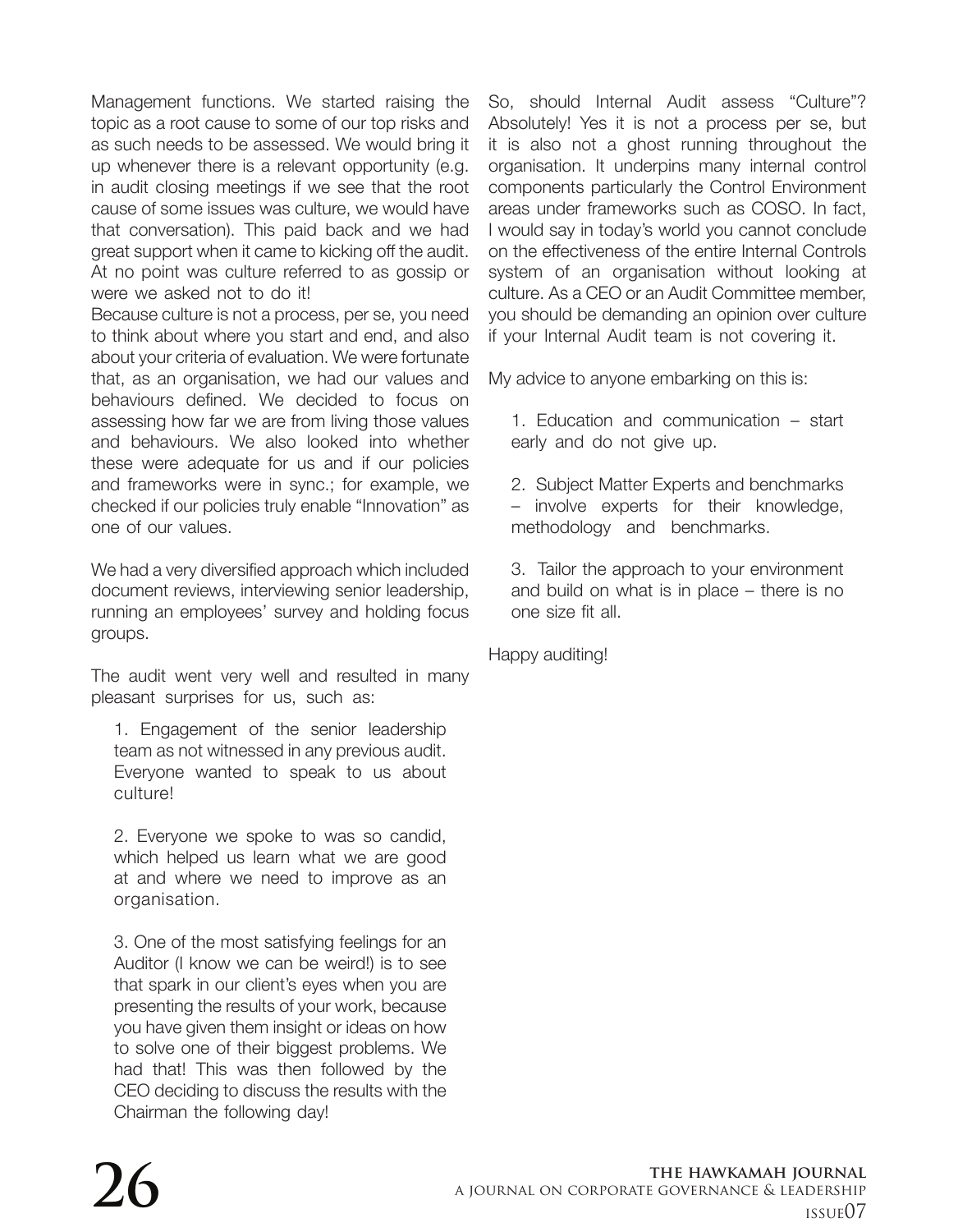Management functions. We started raising the topic as a root cause to some of our top risks and as such needs to be assessed. We would bring it up whenever there is a relevant opportunity (e.g. in audit closing meetings if we see that the root cause of some issues was culture, we would have that conversation). This paid back and we had great support when it came to kicking off the audit. At no point was culture referred to as gossip or were we asked not to do it!

Because culture is not a process, per se, you need to think about where you start and end, and also about your criteria of evaluation. We were fortunate that, as an organisation, we had our values and behaviours defined. We decided to focus on assessing how far we are from living those values and behaviours. We also looked into whether these were adequate for us and if our policies and frameworks were in sync.; for example, we checked if our policies truly enable "Innovation" as one of our values.

We had a very diversified approach which included document reviews, interviewing senior leadership, running an employees' survey and holding focus groups.

The audit went very well and resulted in many pleasant surprises for us, such as:

1. Engagement of the senior leadership team as not witnessed in any previous audit. Everyone wanted to speak to us about culture!

2. Everyone we spoke to was so candid, which helped us learn what we are good at and where we need to improve as an organisation.

3. One of the most satisfying feelings for an Auditor (I know we can be weird!) is to see that spark in our client's eyes when you are presenting the results of your work, because you have given them insight or ideas on how to solve one of their biggest problems. We had that! This was then followed by the CEO deciding to discuss the results with the Chairman the following day!

So, should Internal Audit assess "Culture"? Absolutely! Yes it is not a process per se, but it is also not a ghost running throughout the organisation. It underpins many internal control components particularly the Control Environment areas under frameworks such as COSO. In fact, I would say in today's world you cannot conclude on the effectiveness of the entire Internal Controls system of an organisation without looking at culture. As a CEO or an Audit Committee member, you should be demanding an opinion over culture if your Internal Audit team is not covering it.

My advice to anyone embarking on this is:

1. Education and communication – start early and do not give up.

2. Subject Matter Experts and benchmarks – involve experts for their knowledge, methodology and benchmarks.

3. Tailor the approach to your environment and build on what is in place – there is no one size fit all.

Happy auditing!